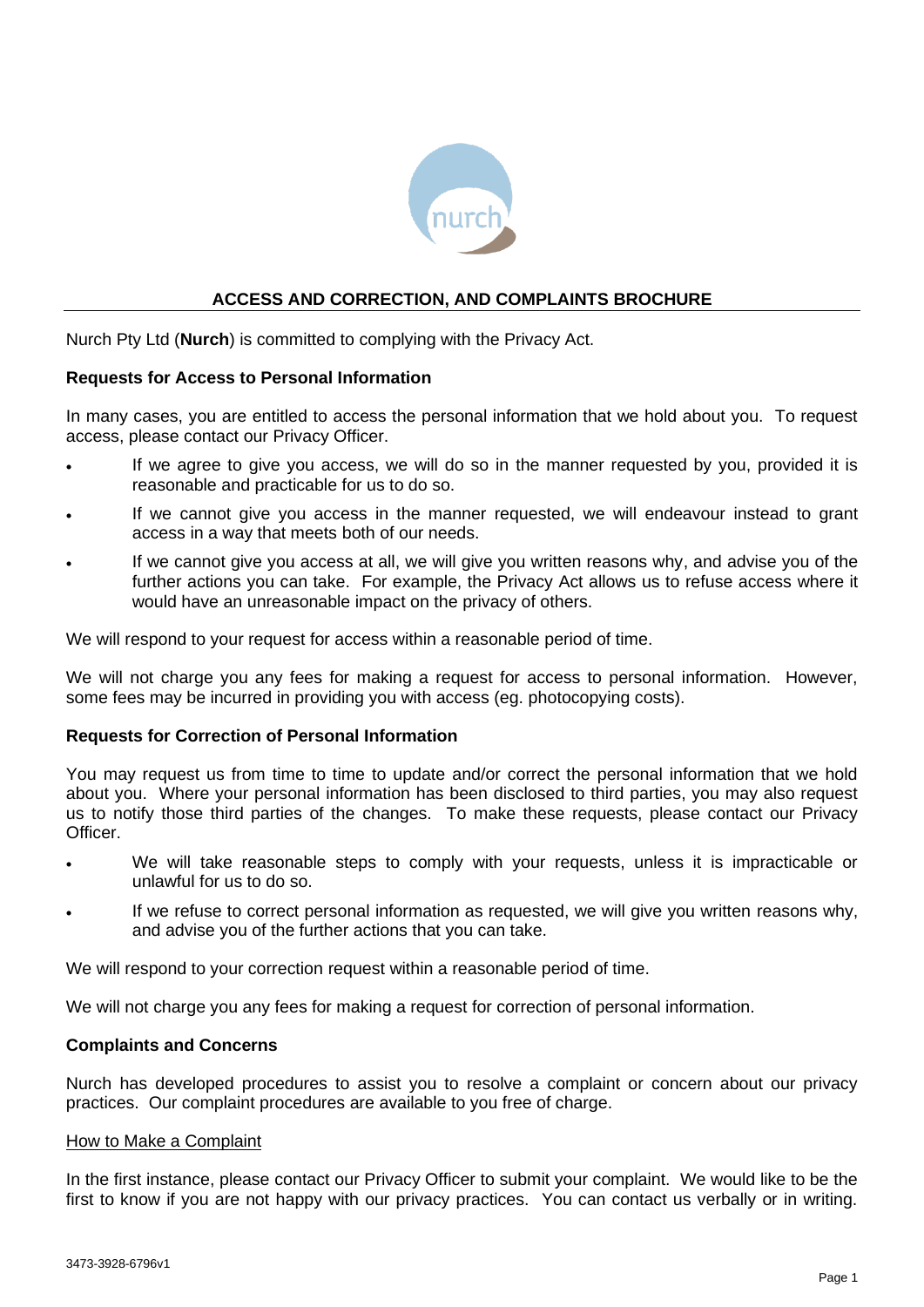## ACCESS AND CORRECTION, AND COMPLAINTS BROCHURE

Nurch Pty Ltd (**Nurch**) is committed to complying with the Privacy Act.

### Requests for Access to Personal Information

In many cases, you are entitled to access the personal information that we hold about you. To request access, please contact our Privacy Officer.

- If we agree to give you access, we will do so in the manner requested by you, provided it is reasonable and practicable for us to do so.
- If we cannot give you access in the manner requested, we will endeavour instead to grant access in a way that meets both of our needs.
- If we cannot give you access at all, we will give you written reasons why, and advise you of the further actions you can take. For example, the Privacy Act allows us to refuse access where it would have an unreasonable impact on the privacy of others.

We will respond to your request for access within a reasonable period of time.

We will not charge you any fees for making a request for access to personal information. However, some fees may be incurred in providing you with access (eg. photocopying costs).

### Requests for Correction of Personal Information

You may request us from time to time to update and/or correct the personal information that we hold about you. Where your personal information has been disclosed to third parties, you may also request us to notify those third parties of the changes. To make these requests, please contact our Privacy Officer.

- We will take reasonable steps to comply with your requests, unless it is impracticable or unlawful for us to do so.
- If we refuse to correct personal information as requested, we will give you written reasons why, and advise you of the further actions that you can take.

We will respond to your correction request within a reasonable period of time.

We will not charge you any fees for making a request for correction of personal information.

### Complaints and Concerns

Nurch has developed procedures to assist you to resolve a complaint or concern about our privacy practices. Our complaint procedures are available to you free of charge.

#### How to Make a Complaint

In the first instance, please contact our Privacy Officer to submit your complaint. We would like to be the first to know if you are not happy with our privacy practices. You can contact us verbally or in writing.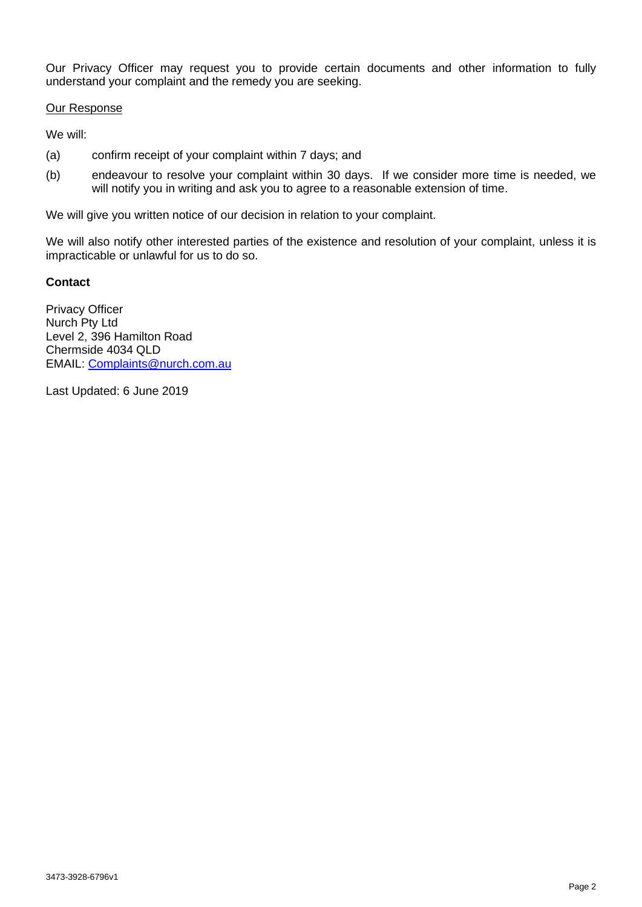Our Privacy Officer may request you to provide certain documents and other information to fully understand your complaint and the remedy you are seeking.

<u>Our Response</u>

We will:

(a) confirm receipt of your complaint within 7 days; and

(b) endeavour to resolve your complaint within 30 days. If we consider more time is needed, we will notify you in writing and ask you to agree to a reasonable extension of time.

We will give you written notice of our decision in relation to your complaint.

We will also notify other interested parties of the existence and resolution of your complaint, unless it is impracticable or unlawful for us to do so.

**Contact**

Privacy Officer
Nurch Pty Ltd
Level 2, 396 Hamilton Road
Chermside 4034 QLD
EMAIL: [Complaints@nurch.com.au](mailto:Complaints@nurch.com.au)

Last Updated: 6 June 2019

3473-3928-6796v1